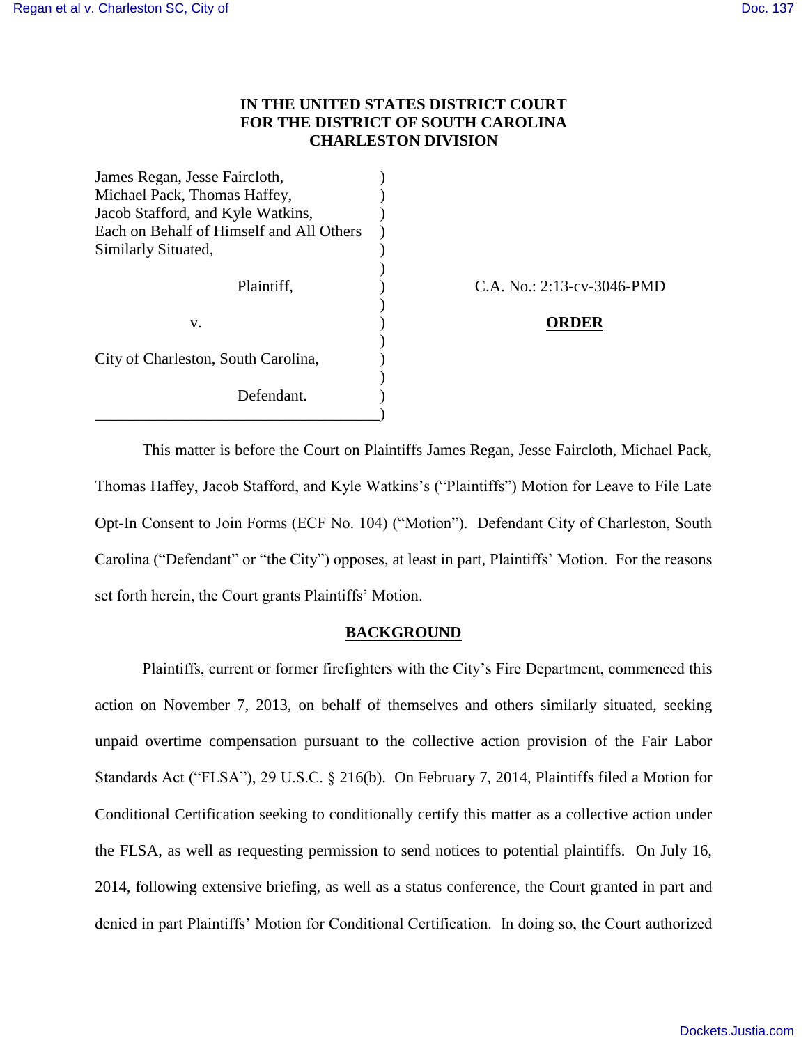**IN THE UNITED STATES DISTRICT COURT**
**FOR THE DISTRICT OF SOUTH CAROLINA**
**CHARLESTON DIVISION**

| | |
|---|---|
| James Regan, Jesse Faircloth, Michael Pack, Thomas Haffey, Jacob Stafford, and Kyle Watkins, Each on Behalf of Himself and All Others Similarly Situated, | |
| Plaintiff, | C.A. No.: 2:13-cv-3046-PMD |
| v. | **ORDER** |
| City of Charleston, South Carolina, | |
| Defendant. | |

This matter is before the Court on Plaintiffs James Regan, Jesse Faircloth, Michael Pack, Thomas Haffey, Jacob Stafford, and Kyle Watkins's ("Plaintiffs") Motion for Leave to File Late Opt-In Consent to Join Forms (ECF No. 104) ("Motion"). Defendant City of Charleston, South Carolina ("Defendant" or "the City") opposes, at least in part, Plaintiffs' Motion. For the reasons set forth herein, the Court grants Plaintiffs' Motion.

**BACKGROUND**

Plaintiffs, current or former firefighters with the City's Fire Department, commenced this action on November 7, 2013, on behalf of themselves and others similarly situated, seeking unpaid overtime compensation pursuant to the collective action provision of the Fair Labor Standards Act ("FLSA"), 29 U.S.C. § 216(b). On February 7, 2014, Plaintiffs filed a Motion for Conditional Certification seeking to conditionally certify this matter as a collective action under the FLSA, as well as requesting permission to send notices to potential plaintiffs. On July 16, 2014, following extensive briefing, as well as a status conference, the Court granted in part and denied in part Plaintiffs' Motion for Conditional Certification. In doing so, the Court authorized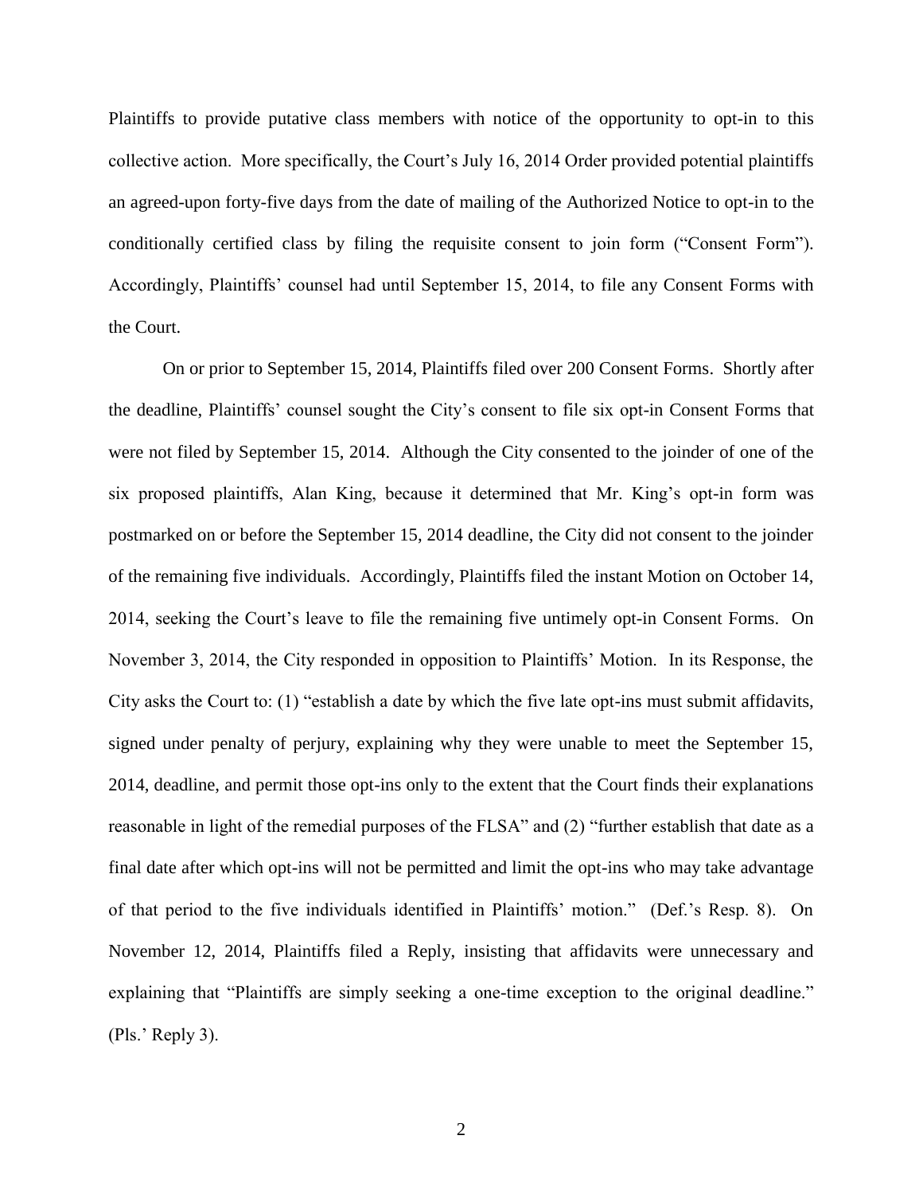Plaintiffs to provide putative class members with notice of the opportunity to opt-in to this collective action. More specifically, the Court's July 16, 2014 Order provided potential plaintiffs an agreed-upon forty-five days from the date of mailing of the Authorized Notice to opt-in to the conditionally certified class by filing the requisite consent to join form ("Consent Form"). Accordingly, Plaintiffs' counsel had until September 15, 2014, to file any Consent Forms with the Court.

On or prior to September 15, 2014, Plaintiffs filed over 200 Consent Forms. Shortly after the deadline, Plaintiffs' counsel sought the City's consent to file six opt-in Consent Forms that were not filed by September 15, 2014. Although the City consented to the joinder of one of the six proposed plaintiffs, Alan King, because it determined that Mr. King's opt-in form was postmarked on or before the September 15, 2014 deadline, the City did not consent to the joinder of the remaining five individuals. Accordingly, Plaintiffs filed the instant Motion on October 14, 2014, seeking the Court's leave to file the remaining five untimely opt-in Consent Forms. On November 3, 2014, the City responded in opposition to Plaintiffs' Motion. In its Response, the City asks the Court to: (1) "establish a date by which the five late opt-ins must submit affidavits, signed under penalty of perjury, explaining why they were unable to meet the September 15, 2014, deadline, and permit those opt-ins only to the extent that the Court finds their explanations reasonable in light of the remedial purposes of the FLSA" and (2) "further establish that date as a final date after which opt-ins will not be permitted and limit the opt-ins who may take advantage of that period to the five individuals identified in Plaintiffs' motion." (Def.'s Resp. 8). On November 12, 2014, Plaintiffs filed a Reply, insisting that affidavits were unnecessary and explaining that "Plaintiffs are simply seeking a one-time exception to the original deadline." (Pls.' Reply 3).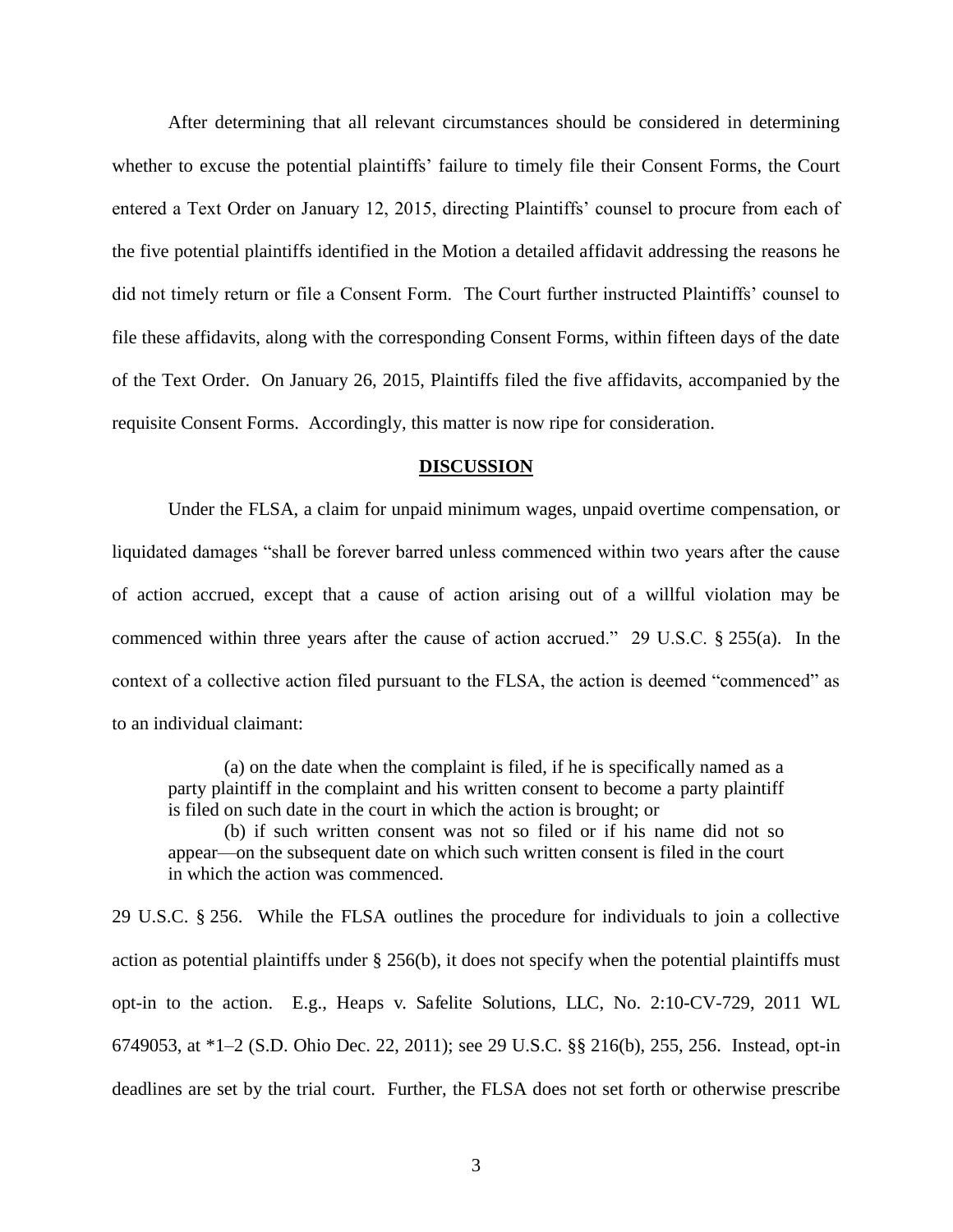After determining that all relevant circumstances should be considered in determining whether to excuse the potential plaintiffs' failure to timely file their Consent Forms, the Court entered a Text Order on January 12, 2015, directing Plaintiffs' counsel to procure from each of the five potential plaintiffs identified in the Motion a detailed affidavit addressing the reasons he did not timely return or file a Consent Form. The Court further instructed Plaintiffs' counsel to file these affidavits, along with the corresponding Consent Forms, within fifteen days of the date of the Text Order. On January 26, 2015, Plaintiffs filed the five affidavits, accompanied by the requisite Consent Forms. Accordingly, this matter is now ripe for consideration.

## **DISCUSSION**

Under the FLSA, a claim for unpaid minimum wages, unpaid overtime compensation, or liquidated damages "shall be forever barred unless commenced within two years after the cause of action accrued, except that a cause of action arising out of a willful violation may be commenced within three years after the cause of action accrued." 29 U.S.C. § 255(a). In the context of a collective action filed pursuant to the FLSA, the action is deemed "commenced" as to an individual claimant:

> (a) on the date when the complaint is filed, if he is specifically named as a party plaintiff in the complaint and his written consent to become a party plaintiff is filed on such date in the court in which the action is brought; or
>
> (b) if such written consent was not so filed or if his name did not so appear—on the subsequent date on which such written consent is filed in the court in which the action was commenced.

29 U.S.C. § 256. While the FLSA outlines the procedure for individuals to join a collective action as potential plaintiffs under § 256(b), it does not specify when the potential plaintiffs must opt-in to the action. E.g., Heaps v. Safelite Solutions, LLC, No. 2:10-CV-729, 2011 WL 6749053, at *1–2 (S.D. Ohio Dec. 22, 2011); see 29 U.S.C. §§ 216(b), 255, 256. Instead, opt-in deadlines are set by the trial court. Further, the FLSA does not set forth or otherwise prescribe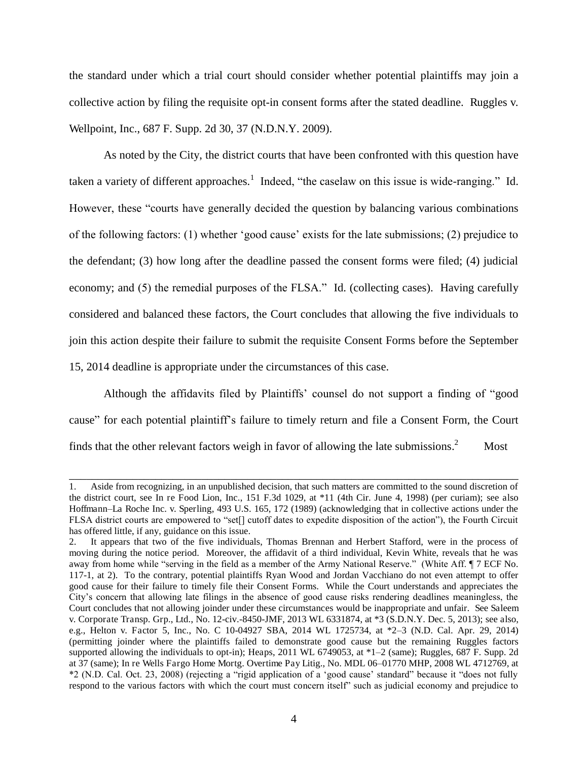the standard under which a trial court should consider whether potential plaintiffs may join a collective action by filing the requisite opt-in consent forms after the stated deadline. Ruggles v. Wellpoint, Inc., 687 F. Supp. 2d 30, 37 (N.D.N.Y. 2009).

As noted by the City, the district courts that have been confronted with this question have taken a variety of different approaches.[1] Indeed, "the caselaw on this issue is wide-ranging." Id. However, these "courts have generally decided the question by balancing various combinations of the following factors: (1) whether 'good cause' exists for the late submissions; (2) prejudice to the defendant; (3) how long after the deadline passed the consent forms were filed; (4) judicial economy; and (5) the remedial purposes of the FLSA." Id. (collecting cases). Having carefully considered and balanced these factors, the Court concludes that allowing the five individuals to join this action despite their failure to submit the requisite Consent Forms before the September 15, 2014 deadline is appropriate under the circumstances of this case.

Although the affidavits filed by Plaintiffs' counsel do not support a finding of "good cause" for each potential plaintiff's failure to timely return and file a Consent Form, the Court finds that the other relevant factors weigh in favor of allowing the late submissions.[2] Most

---

1. Aside from recognizing, in an unpublished decision, that such matters are committed to the sound discretion of the district court, see In re Food Lion, Inc., 151 F.3d 1029, at *11 (4th Cir. June 4, 1998) (per curiam); see also Hoffmann–La Roche Inc. v. Sperling, 493 U.S. 165, 172 (1989) (acknowledging that in collective actions under the FLSA district courts are empowered to "set[] cutoff dates to expedite disposition of the action"), the Fourth Circuit has offered little, if any, guidance on this issue.

2. It appears that two of the five individuals, Thomas Brennan and Herbert Stafford, were in the process of moving during the notice period. Moreover, the affidavit of a third individual, Kevin White, reveals that he was away from home while "serving in the field as a member of the Army National Reserve." (White Aff. ¶ 7 ECF No. 117-1, at 2). To the contrary, potential plaintiffs Ryan Wood and Jordan Vacchiano do not even attempt to offer good cause for their failure to timely file their Consent Forms. While the Court understands and appreciates the City's concern that allowing late filings in the absence of good cause risks rendering deadlines meaningless, the Court concludes that not allowing joinder under these circumstances would be inappropriate and unfair. See Saleem v. Corporate Transp. Grp., Ltd., No. 12-civ.-8450-JMF, 2013 WL 6331874, at *3 (S.D.N.Y. Dec. 5, 2013); see also, e.g., Helton v. Factor 5, Inc., No. C 10-04927 SBA, 2014 WL 1725734, at *2–3 (N.D. Cal. Apr. 29, 2014) (permitting joinder where the plaintiffs failed to demonstrate good cause but the remaining Ruggles factors supported allowing the individuals to opt-in); Heaps, 2011 WL 6749053, at *1–2 (same); Ruggles, 687 F. Supp. 2d at 37 (same); In re Wells Fargo Home Mortg. Overtime Pay Litig., No. MDL 06–01770 MHP, 2008 WL 4712769, at *2 (N.D. Cal. Oct. 23, 2008) (rejecting a "rigid application of a 'good cause' standard" because it "does not fully respond to the various factors with which the court must concern itself" such as judicial economy and prejudice to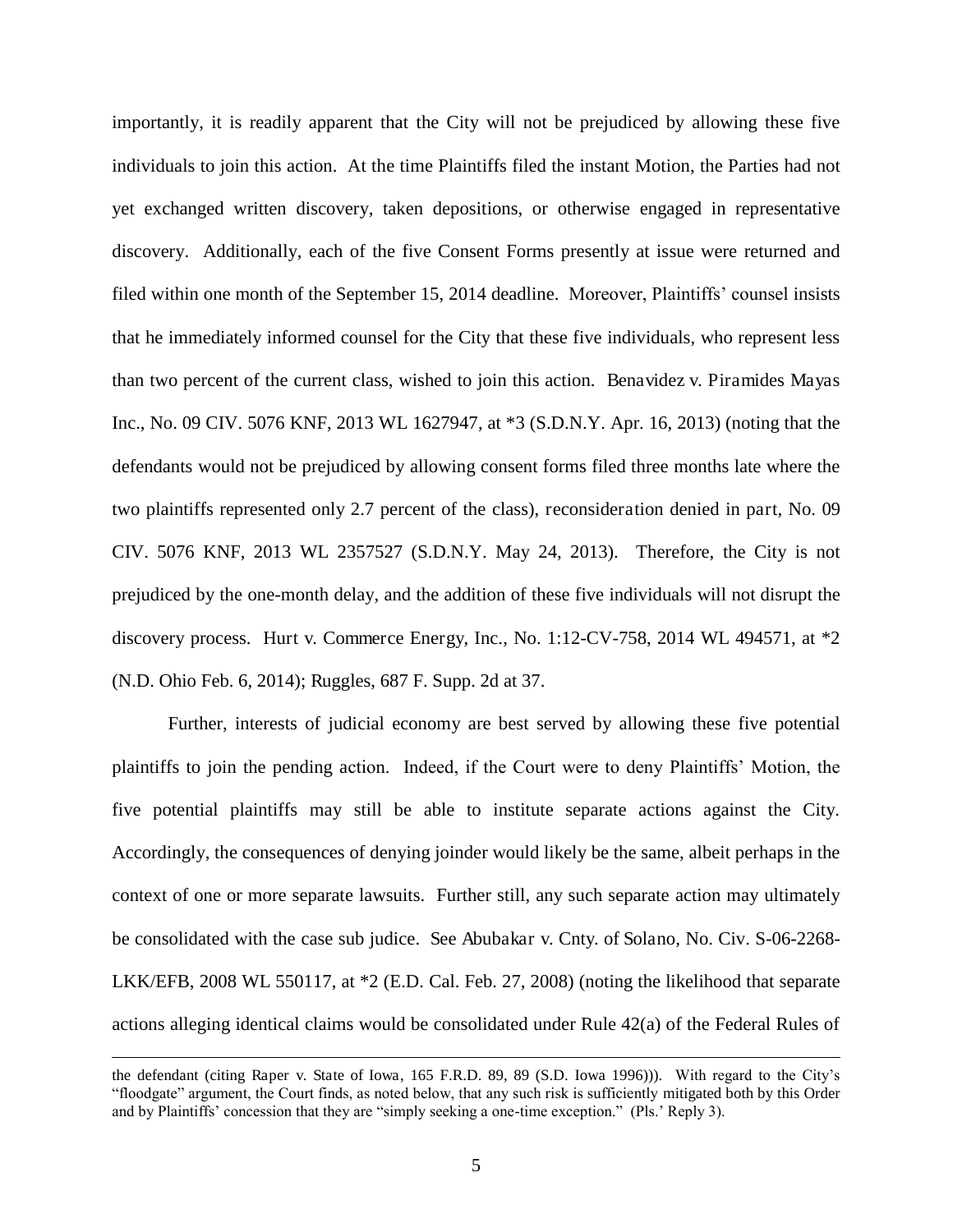importantly, it is readily apparent that the City will not be prejudiced by allowing these five individuals to join this action. At the time Plaintiffs filed the instant Motion, the Parties had not yet exchanged written discovery, taken depositions, or otherwise engaged in representative discovery. Additionally, each of the five Consent Forms presently at issue were returned and filed within one month of the September 15, 2014 deadline. Moreover, Plaintiffs' counsel insists that he immediately informed counsel for the City that these five individuals, who represent less than two percent of the current class, wished to join this action. Benavidez v. Piramides Mayas Inc., No. 09 CIV. 5076 KNF, 2013 WL 1627947, at *3 (S.D.N.Y. Apr. 16, 2013) (noting that the defendants would not be prejudiced by allowing consent forms filed three months late where the two plaintiffs represented only 2.7 percent of the class), reconsideration denied in part, No. 09 CIV. 5076 KNF, 2013 WL 2357527 (S.D.N.Y. May 24, 2013). Therefore, the City is not prejudiced by the one-month delay, and the addition of these five individuals will not disrupt the discovery process. Hurt v. Commerce Energy, Inc., No. 1:12-CV-758, 2014 WL 494571, at *2 (N.D. Ohio Feb. 6, 2014); Ruggles, 687 F. Supp. 2d at 37.

Further, interests of judicial economy are best served by allowing these five potential plaintiffs to join the pending action. Indeed, if the Court were to deny Plaintiffs' Motion, the five potential plaintiffs may still be able to institute separate actions against the City. Accordingly, the consequences of denying joinder would likely be the same, albeit perhaps in the context of one or more separate lawsuits. Further still, any such separate action may ultimately be consolidated with the case sub judice. See Abubakar v. Cnty. of Solano, No. Civ. S-06-2268-LKK/EFB, 2008 WL 550117, at *2 (E.D. Cal. Feb. 27, 2008) (noting the likelihood that separate actions alleging identical claims would be consolidated under Rule 42(a) of the Federal Rules of

---

the defendant (citing Raper v. State of Iowa, 165 F.R.D. 89, 89 (S.D. Iowa 1996))). With regard to the City's "floodgate" argument, the Court finds, as noted below, that any such risk is sufficiently mitigated both by this Order and by Plaintiffs' concession that they are "simply seeking a one-time exception." (Pls.' Reply 3).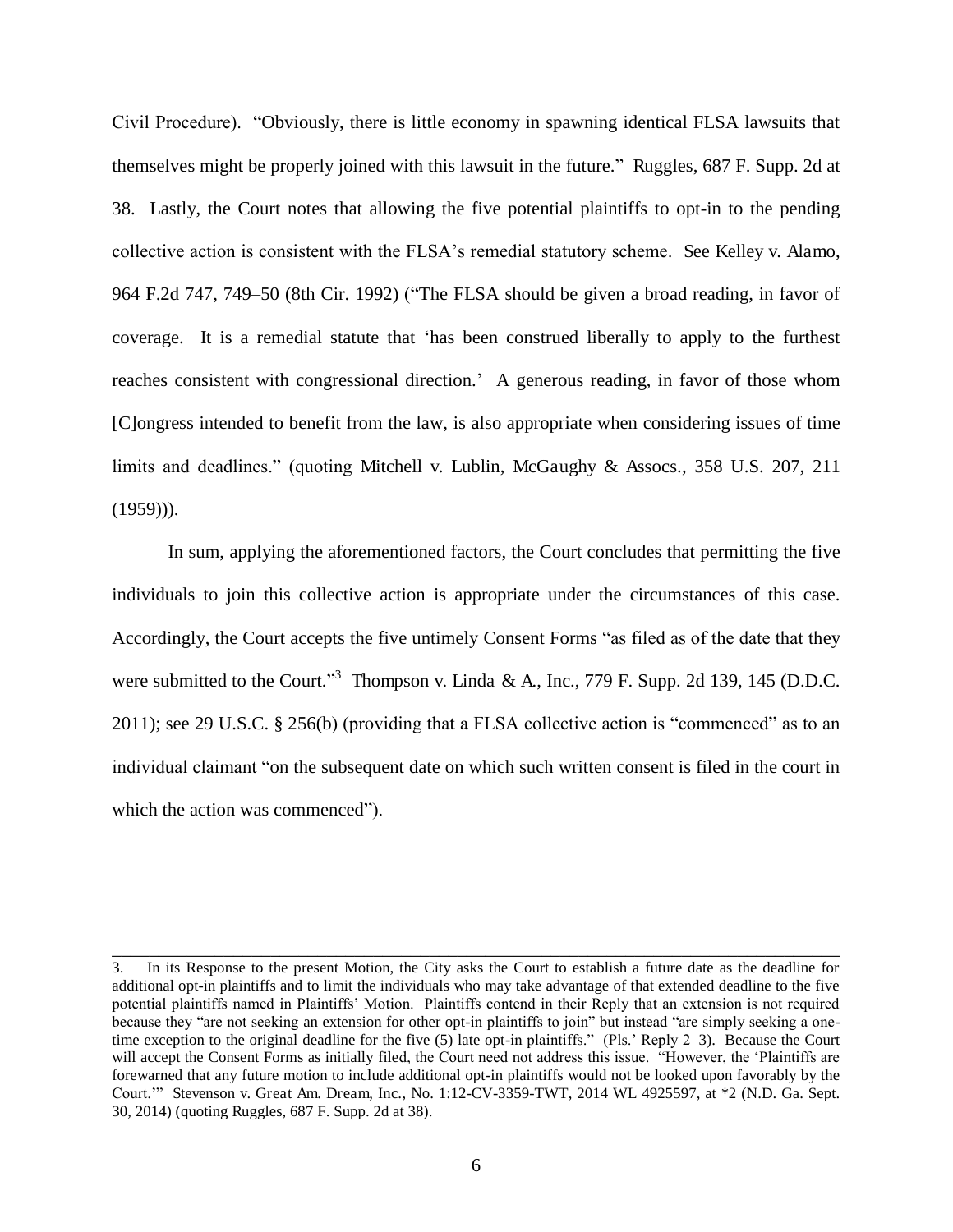Civil Procedure). "Obviously, there is little economy in spawning identical FLSA lawsuits that themselves might be properly joined with this lawsuit in the future." Ruggles, 687 F. Supp. 2d at 38. Lastly, the Court notes that allowing the five potential plaintiffs to opt-in to the pending collective action is consistent with the FLSA's remedial statutory scheme. See Kelley v. Alamo, 964 F.2d 747, 749–50 (8th Cir. 1992) ("The FLSA should be given a broad reading, in favor of coverage. It is a remedial statute that 'has been construed liberally to apply to the furthest reaches consistent with congressional direction.' A generous reading, in favor of those whom [C]ongress intended to benefit from the law, is also appropriate when considering issues of time limits and deadlines." (quoting Mitchell v. Lublin, McGaughy & Assocs., 358 U.S. 207, 211 (1959))).

In sum, applying the aforementioned factors, the Court concludes that permitting the five individuals to join this collective action is appropriate under the circumstances of this case. Accordingly, the Court accepts the five untimely Consent Forms "as filed as of the date that they were submitted to the Court."[3] Thompson v. Linda & A., Inc., 779 F. Supp. 2d 139, 145 (D.D.C. 2011); see 29 U.S.C. § 256(b) (providing that a FLSA collective action is "commenced" as to an individual claimant "on the subsequent date on which such written consent is filed in the court in which the action was commenced").

---

3. In its Response to the present Motion, the City asks the Court to establish a future date as the deadline for additional opt-in plaintiffs and to limit the individuals who may take advantage of that extended deadline to the five potential plaintiffs named in Plaintiffs' Motion. Plaintiffs contend in their Reply that an extension is not required because they "are not seeking an extension for other opt-in plaintiffs to join" but instead "are simply seeking a one-time exception to the original deadline for the five (5) late opt-in plaintiffs." (Pls.' Reply 2–3). Because the Court will accept the Consent Forms as initially filed, the Court need not address this issue. "However, the 'Plaintiffs are forewarned that any future motion to include additional opt-in plaintiffs would not be looked upon favorably by the Court.'" Stevenson v. Great Am. Dream, Inc., No. 1:12-CV-3359-TWT, 2014 WL 4925597, at *2 (N.D. Ga. Sept. 30, 2014) (quoting Ruggles, 687 F. Supp. 2d at 38).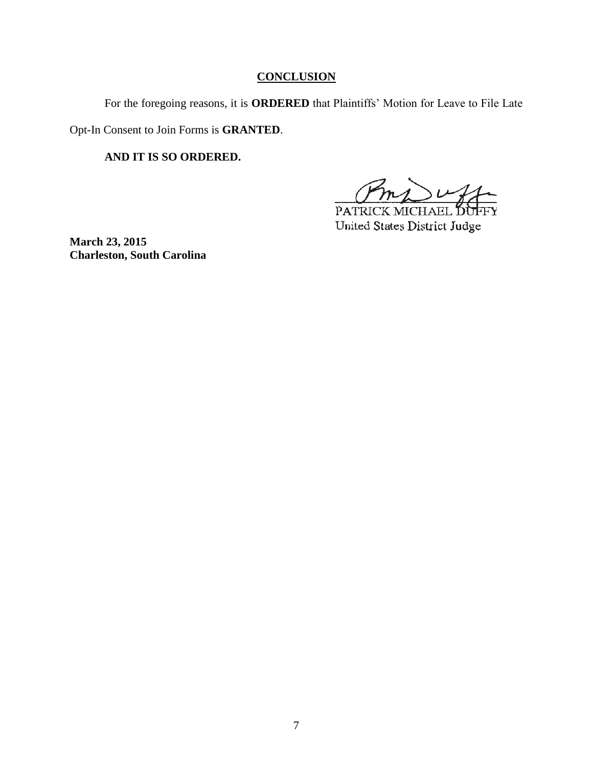## CONCLUSION

For the foregoing reasons, it is **ORDERED** that Plaintiffs' Motion for Leave to File Late Opt-In Consent to Join Forms is **GRANTED**.

**AND IT IS SO ORDERED.**

PATRICK MICHAEL DUFFY
United States District Judge

**March 23, 2015**
**Charleston, South Carolina**